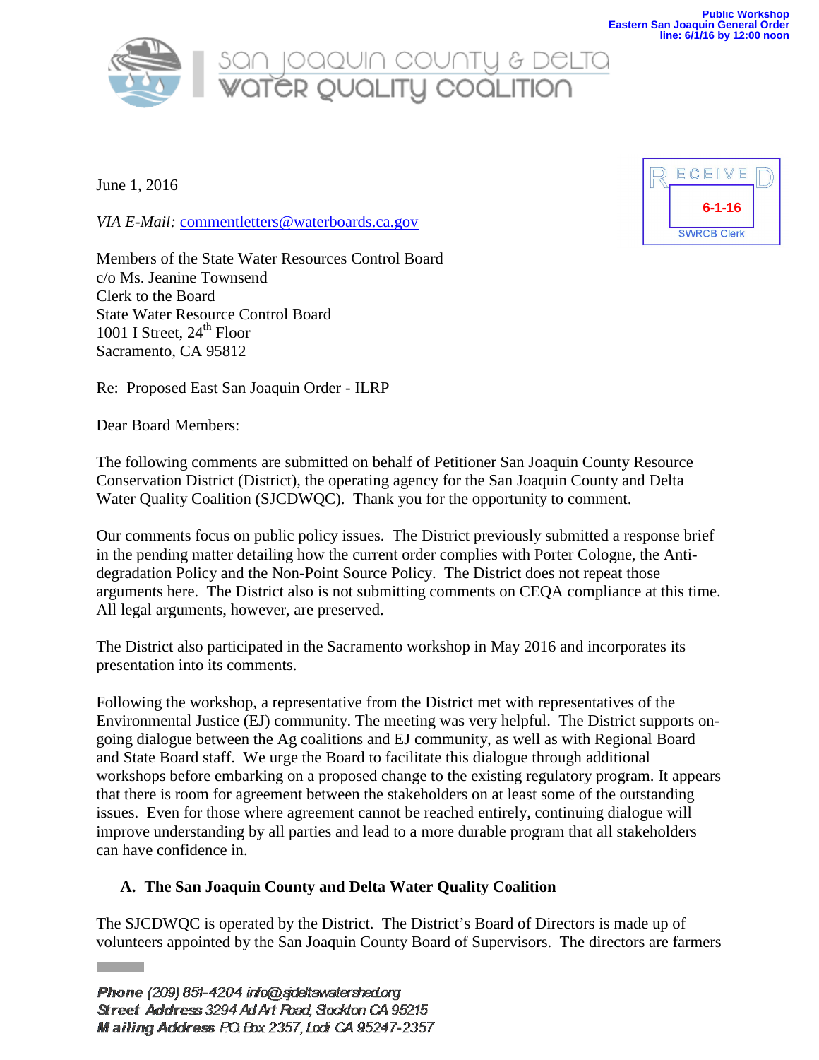Public Workshop
Eastern San Joaquin General Order
line: 6/1/16 by 12:00 noon

San Joaquin County & Delta Water Quality Coalition

RECEIVED
6-1-16
SWRCB Clerk

June 1, 2016

*VIA E-Mail:* commentletters@waterboards.ca.gov

Members of the State Water Resources Control Board
c/o Ms. Jeanine Townsend
Clerk to the Board
State Water Resource Control Board
1001 I Street, 24th Floor
Sacramento, CA 95812

Re: Proposed East San Joaquin Order - ILRP

Dear Board Members:

The following comments are submitted on behalf of Petitioner San Joaquin County Resource Conservation District (District), the operating agency for the San Joaquin County and Delta Water Quality Coalition (SJCDWQC). Thank you for the opportunity to comment.

Our comments focus on public policy issues. The District previously submitted a response brief in the pending matter detailing how the current order complies with Porter Cologne, the Anti-degradation Policy and the Non-Point Source Policy. The District does not repeat those arguments here. The District also is not submitting comments on CEQA compliance at this time. All legal arguments, however, are preserved.

The District also participated in the Sacramento workshop in May 2016 and incorporates its presentation into its comments.

Following the workshop, a representative from the District met with representatives of the Environmental Justice (EJ) community. The meeting was very helpful. The District supports on-going dialogue between the Ag coalitions and EJ community, as well as with Regional Board and State Board staff. We urge the Board to facilitate this dialogue through additional workshops before embarking on a proposed change to the existing regulatory program. It appears that there is room for agreement between the stakeholders on at least some of the outstanding issues. Even for those where agreement cannot be reached entirely, continuing dialogue will improve understanding by all parties and lead to a more durable program that all stakeholders can have confidence in.

## A. The San Joaquin County and Delta Water Quality Coalition

The SJCDWQC is operated by the District. The District's Board of Directors is made up of volunteers appointed by the San Joaquin County Board of Supervisors. The directors are farmers

**Phone** (209) 851-4204 info@sjdeltawatershed.org
**Street Address** 3294 Ad Art Road, Stockton CA 95215
**Mailing Address** P.O. Box 2357, Lodi CA 95247-2357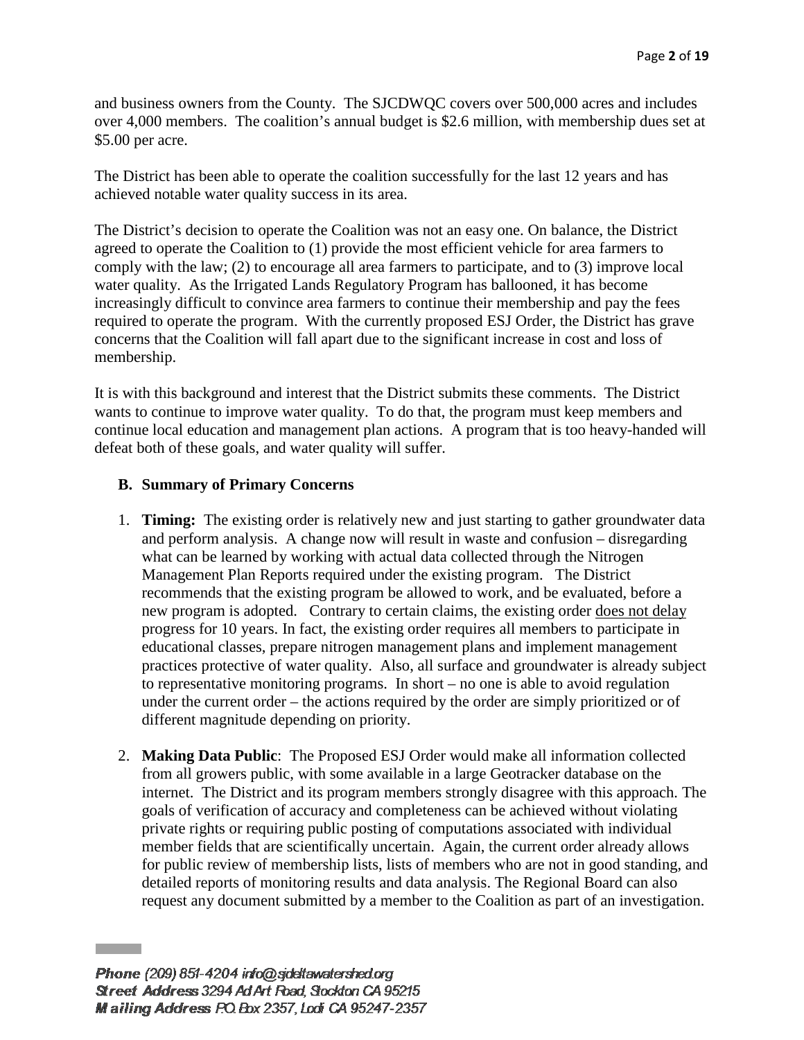and business owners from the County. The SJCDWQC covers over 500,000 acres and includes over 4,000 members. The coalition's annual budget is $2.6 million, with membership dues set at $5.00 per acre.

The District has been able to operate the coalition successfully for the last 12 years and has achieved notable water quality success in its area.

The District's decision to operate the Coalition was not an easy one. On balance, the District agreed to operate the Coalition to (1) provide the most efficient vehicle for area farmers to comply with the law; (2) to encourage all area farmers to participate, and to (3) improve local water quality. As the Irrigated Lands Regulatory Program has ballooned, it has become increasingly difficult to convince area farmers to continue their membership and pay the fees required to operate the program. With the currently proposed ESJ Order, the District has grave concerns that the Coalition will fall apart due to the significant increase in cost and loss of membership.

It is with this background and interest that the District submits these comments. The District wants to continue to improve water quality. To do that, the program must keep members and continue local education and management plan actions. A program that is too heavy-handed will defeat both of these goals, and water quality will suffer.

## B. Summary of Primary Concerns

1. **Timing:** The existing order is relatively new and just starting to gather groundwater data and perform analysis. A change now will result in waste and confusion – disregarding what can be learned by working with actual data collected through the Nitrogen Management Plan Reports required under the existing program. The District recommends that the existing program be allowed to work, and be evaluated, before a new program is adopted. Contrary to certain claims, the existing order <u>does not delay</u> progress for 10 years. In fact, the existing order requires all members to participate in educational classes, prepare nitrogen management plans and implement management practices protective of water quality. Also, all surface and groundwater is already subject to representative monitoring programs. In short – no one is able to avoid regulation under the current order – the actions required by the order are simply prioritized or of different magnitude depending on priority.

2. **Making Data Public**: The Proposed ESJ Order would make all information collected from all growers public, with some available in a large Geotracker database on the internet. The District and its program members strongly disagree with this approach. The goals of verification of accuracy and completeness can be achieved without violating private rights or requiring public posting of computations associated with individual member fields that are scientifically uncertain. Again, the current order already allows for public review of membership lists, lists of members who are not in good standing, and detailed reports of monitoring results and data analysis. The Regional Board can also request any document submitted by a member to the Coalition as part of an investigation.

*Phone (209) 851-4204 info@sjdeltawatershed.org*
*Street Address 3294 Ad Art Road, Stockton CA 95215*
*Mailing Address P.O. Box 2357, Lodi CA 95247-2357*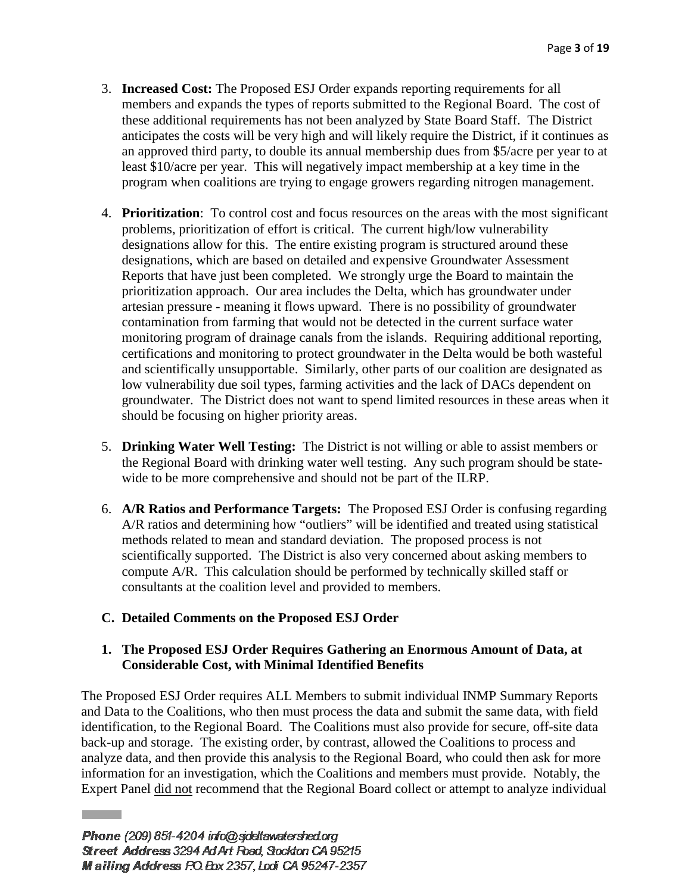3. **Increased Cost:** The Proposed ESJ Order expands reporting requirements for all members and expands the types of reports submitted to the Regional Board. The cost of these additional requirements has not been analyzed by State Board Staff. The District anticipates the costs will be very high and will likely require the District, if it continues as an approved third party, to double its annual membership dues from $5/acre per year to at least $10/acre per year. This will negatively impact membership at a key time in the program when coalitions are trying to engage growers regarding nitrogen management.

4. **Prioritization**: To control cost and focus resources on the areas with the most significant problems, prioritization of effort is critical. The current high/low vulnerability designations allow for this. The entire existing program is structured around these designations, which are based on detailed and expensive Groundwater Assessment Reports that have just been completed. We strongly urge the Board to maintain the prioritization approach. Our area includes the Delta, which has groundwater under artesian pressure - meaning it flows upward. There is no possibility of groundwater contamination from farming that would not be detected in the current surface water monitoring program of drainage canals from the islands. Requiring additional reporting, certifications and monitoring to protect groundwater in the Delta would be both wasteful and scientifically unsupportable. Similarly, other parts of our coalition are designated as low vulnerability due soil types, farming activities and the lack of DACs dependent on groundwater. The District does not want to spend limited resources in these areas when it should be focusing on higher priority areas.

5. **Drinking Water Well Testing:** The District is not willing or able to assist members or the Regional Board with drinking water well testing. Any such program should be state-wide to be more comprehensive and should not be part of the ILRP.

6. **A/R Ratios and Performance Targets:** The Proposed ESJ Order is confusing regarding A/R ratios and determining how "outliers" will be identified and treated using statistical methods related to mean and standard deviation. The proposed process is not scientifically supported. The District is also very concerned about asking members to compute A/R. This calculation should be performed by technically skilled staff or consultants at the coalition level and provided to members.

## C. Detailed Comments on the Proposed ESJ Order

### 1. The Proposed ESJ Order Requires Gathering an Enormous Amount of Data, at Considerable Cost, with Minimal Identified Benefits

The Proposed ESJ Order requires ALL Members to submit individual INMP Summary Reports and Data to the Coalitions, who then must process the data and submit the same data, with field identification, to the Regional Board. The Coalitions must also provide for secure, off-site data back-up and storage. The existing order, by contrast, allowed the Coalitions to process and analyze data, and then provide this analysis to the Regional Board, who could then ask for more information for an investigation, which the Coalitions and members must provide. Notably, the Expert Panel did not recommend that the Regional Board collect or attempt to analyze individual

*Phone* (209) 851-4204 info@sjdeltawatershed.org
*Street Address* 3294 Ad Art Road, Stockton CA 95215
*Mailing Address* P.O. Box 2357, Lodi CA 95247-2357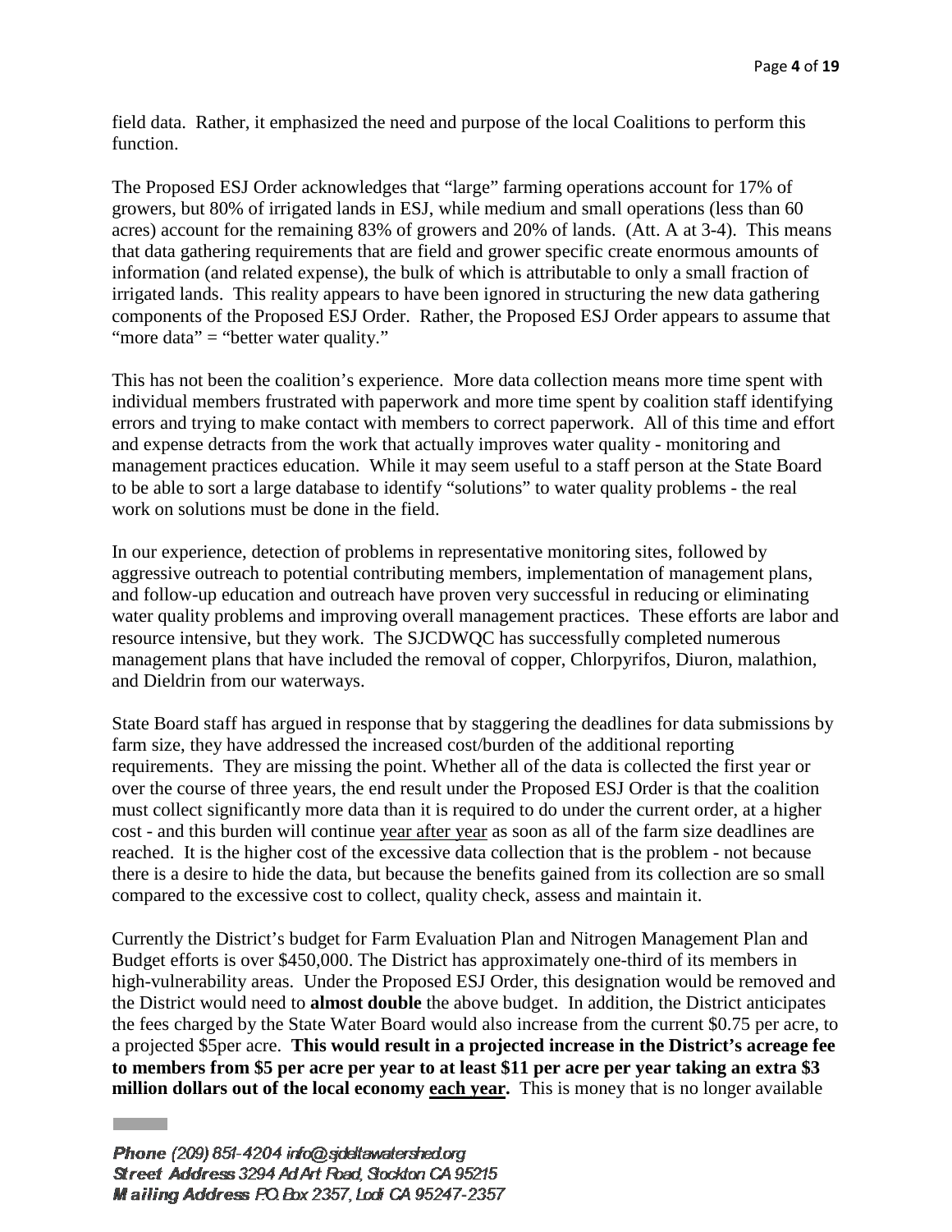field data. Rather, it emphasized the need and purpose of the local Coalitions to perform this function.

The Proposed ESJ Order acknowledges that "large" farming operations account for 17% of growers, but 80% of irrigated lands in ESJ, while medium and small operations (less than 60 acres) account for the remaining 83% of growers and 20% of lands. (Att. A at 3-4). This means that data gathering requirements that are field and grower specific create enormous amounts of information (and related expense), the bulk of which is attributable to only a small fraction of irrigated lands. This reality appears to have been ignored in structuring the new data gathering components of the Proposed ESJ Order. Rather, the Proposed ESJ Order appears to assume that "more data" = "better water quality."

This has not been the coalition's experience. More data collection means more time spent with individual members frustrated with paperwork and more time spent by coalition staff identifying errors and trying to make contact with members to correct paperwork. All of this time and effort and expense detracts from the work that actually improves water quality - monitoring and management practices education. While it may seem useful to a staff person at the State Board to be able to sort a large database to identify "solutions" to water quality problems - the real work on solutions must be done in the field.

In our experience, detection of problems in representative monitoring sites, followed by aggressive outreach to potential contributing members, implementation of management plans, and follow-up education and outreach have proven very successful in reducing or eliminating water quality problems and improving overall management practices. These efforts are labor and resource intensive, but they work. The SJCDWQC has successfully completed numerous management plans that have included the removal of copper, Chlorpyrifos, Diuron, malathion, and Dieldrin from our waterways.

State Board staff has argued in response that by staggering the deadlines for data submissions by farm size, they have addressed the increased cost/burden of the additional reporting requirements. They are missing the point. Whether all of the data is collected the first year or over the course of three years, the end result under the Proposed ESJ Order is that the coalition must collect significantly more data than it is required to do under the current order, at a higher cost - and this burden will continue <u>year after year</u> as soon as all of the farm size deadlines are reached. It is the higher cost of the excessive data collection that is the problem - not because there is a desire to hide the data, but because the benefits gained from its collection are so small compared to the excessive cost to collect, quality check, assess and maintain it.

Currently the District's budget for Farm Evaluation Plan and Nitrogen Management Plan and Budget efforts is over $450,000. The District has approximately one-third of its members in high-vulnerability areas. Under the Proposed ESJ Order, this designation would be removed and the District would need to **almost double** the above budget. In addition, the District anticipates the fees charged by the State Water Board would also increase from the current $0.75 per acre, to a projected $5per acre. **This would result in a projected increase in the District's acreage fee to members from $5 per acre per year to at least $11 per acre per year taking an extra $3 million dollars out of the local economy <u>each year</u>.** This is money that is no longer available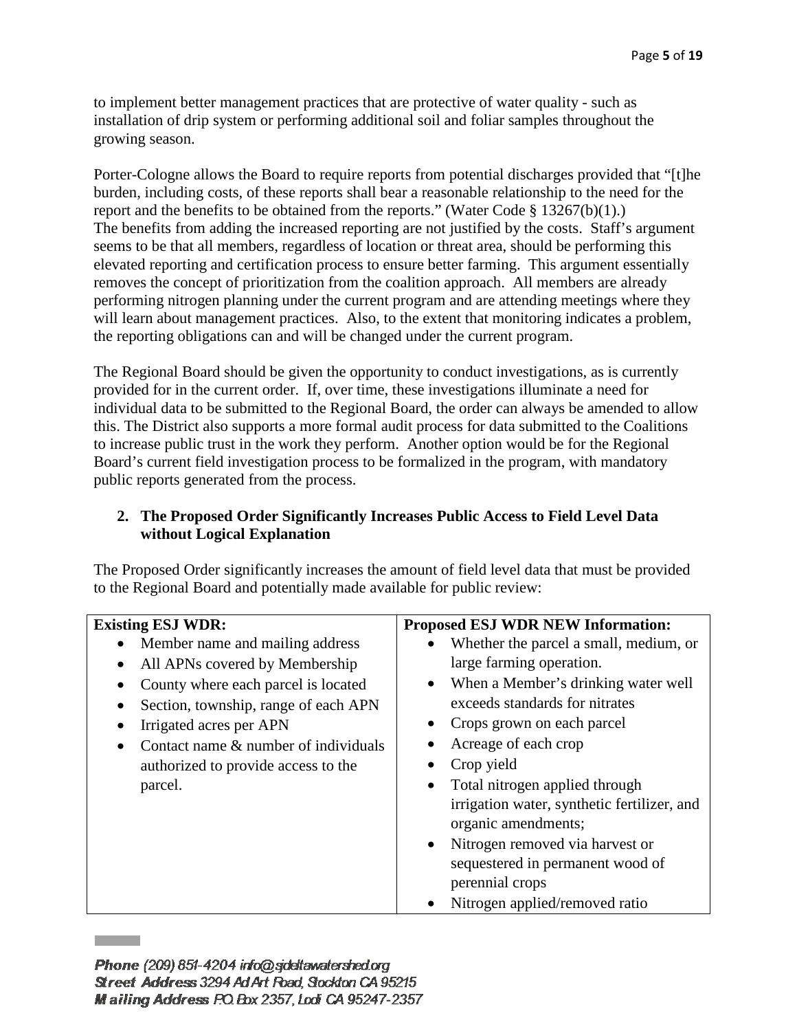to implement better management practices that are protective of water quality - such as installation of drip system or performing additional soil and foliar samples throughout the growing season.

Porter-Cologne allows the Board to require reports from potential discharges provided that "[t]he burden, including costs, of these reports shall bear a reasonable relationship to the need for the report and the benefits to be obtained from the reports." (Water Code § 13267(b)(1).) The benefits from adding the increased reporting are not justified by the costs. Staff's argument seems to be that all members, regardless of location or threat area, should be performing this elevated reporting and certification process to ensure better farming. This argument essentially removes the concept of prioritization from the coalition approach. All members are already performing nitrogen planning under the current program and are attending meetings where they will learn about management practices. Also, to the extent that monitoring indicates a problem, the reporting obligations can and will be changed under the current program.

The Regional Board should be given the opportunity to conduct investigations, as is currently provided for in the current order. If, over time, these investigations illuminate a need for individual data to be submitted to the Regional Board, the order can always be amended to allow this. The District also supports a more formal audit process for data submitted to the Coalitions to increase public trust in the work they perform. Another option would be for the Regional Board's current field investigation process to be formalized in the program, with mandatory public reports generated from the process.

**2. The Proposed Order Significantly Increases Public Access to Field Level Data without Logical Explanation**

The Proposed Order significantly increases the amount of field level data that must be provided to the Regional Board and potentially made available for public review:

| **Existing ESJ WDR:** | **Proposed ESJ WDR NEW Information:** |
|---|---|
| • Member name and mailing address<br>• All APNs covered by Membership<br>• County where each parcel is located<br>• Section, township, range of each APN<br>• Irrigated acres per APN<br>• Contact name & number of individuals authorized to provide access to the parcel. | • Whether the parcel a small, medium, or large farming operation.<br>• When a Member's drinking water well exceeds standards for nitrates<br>• Crops grown on each parcel<br>• Acreage of each crop<br>• Crop yield<br>• Total nitrogen applied through irrigation water, synthetic fertilizer, and organic amendments;<br>• Nitrogen removed via harvest or sequestered in permanent wood of perennial crops<br>• Nitrogen applied/removed ratio |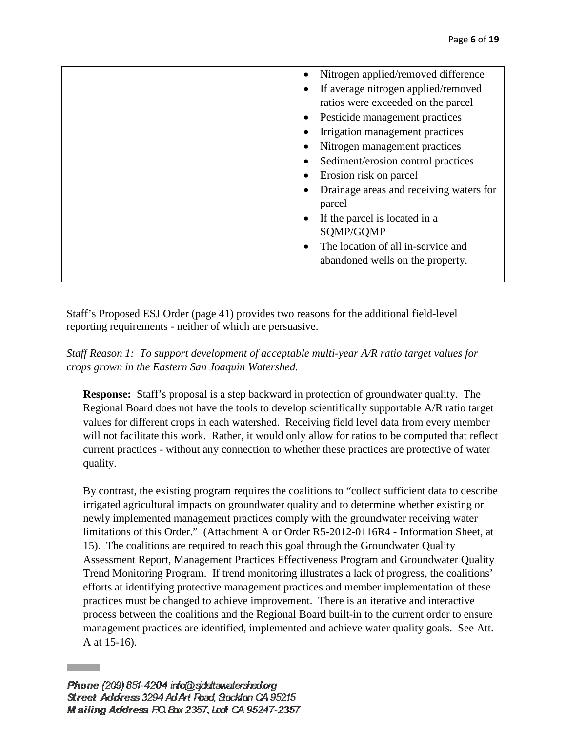| | |
|---|---|
| | • Nitrogen applied/removed difference<br>• If average nitrogen applied/removed ratios were exceeded on the parcel<br>• Pesticide management practices<br>• Irrigation management practices<br>• Nitrogen management practices<br>• Sediment/erosion control practices<br>• Erosion risk on parcel<br>• Drainage areas and receiving waters for parcel<br>• If the parcel is located in a SQMP/GQMP<br>• The location of all in-service and abandoned wells on the property. |

Staff's Proposed ESJ Order (page 41) provides two reasons for the additional field-level reporting requirements - neither of which are persuasive.

*Staff Reason 1: To support development of acceptable multi-year A/R ratio target values for crops grown in the Eastern San Joaquin Watershed.*

**Response:** Staff's proposal is a step backward in protection of groundwater quality. The Regional Board does not have the tools to develop scientifically supportable A/R ratio target values for different crops in each watershed. Receiving field level data from every member will not facilitate this work. Rather, it would only allow for ratios to be computed that reflect current practices - without any connection to whether these practices are protective of water quality.

By contrast, the existing program requires the coalitions to "collect sufficient data to describe irrigated agricultural impacts on groundwater quality and to determine whether existing or newly implemented management practices comply with the groundwater receiving water limitations of this Order." (Attachment A or Order R5-2012-0116R4 - Information Sheet, at 15). The coalitions are required to reach this goal through the Groundwater Quality Assessment Report, Management Practices Effectiveness Program and Groundwater Quality Trend Monitoring Program. If trend monitoring illustrates a lack of progress, the coalitions' efforts at identifying protective management practices and member implementation of these practices must be changed to achieve improvement. There is an iterative and interactive process between the coalitions and the Regional Board built-in to the current order to ensure management practices are identified, implemented and achieve water quality goals. See Att. A at 15-16).

**Phone** (209) 851-4204 info@sjdeltawatershed.org
**Street Address** 3294 Ad Art Road, Stockton CA 95215
**Mailing Address** P.O. Box 2357, Lodi CA 95247-2357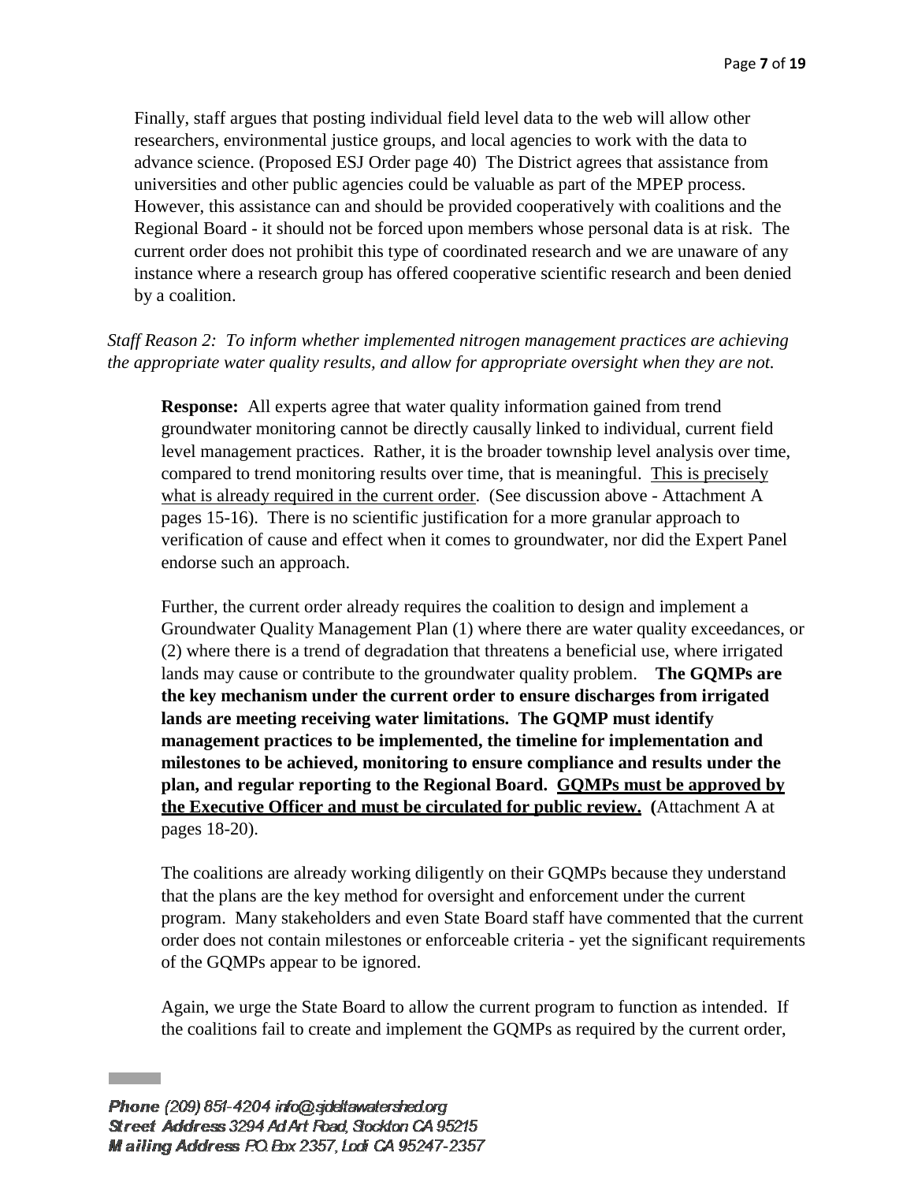Finally, staff argues that posting individual field level data to the web will allow other researchers, environmental justice groups, and local agencies to work with the data to advance science. (Proposed ESJ Order page 40) The District agrees that assistance from universities and other public agencies could be valuable as part of the MPEP process. However, this assistance can and should be provided cooperatively with coalitions and the Regional Board - it should not be forced upon members whose personal data is at risk. The current order does not prohibit this type of coordinated research and we are unaware of any instance where a research group has offered cooperative scientific research and been denied by a coalition.

*Staff Reason 2: To inform whether implemented nitrogen management practices are achieving the appropriate water quality results, and allow for appropriate oversight when they are not.*

**Response:** All experts agree that water quality information gained from trend groundwater monitoring cannot be directly causally linked to individual, current field level management practices. Rather, it is the broader township level analysis over time, compared to trend monitoring results over time, that is meaningful. <u>This is precisely what is already required in the current order</u>. (See discussion above - Attachment A pages 15-16). There is no scientific justification for a more granular approach to verification of cause and effect when it comes to groundwater, nor did the Expert Panel endorse such an approach.

Further, the current order already requires the coalition to design and implement a Groundwater Quality Management Plan (1) where there are water quality exceedances, or (2) where there is a trend of degradation that threatens a beneficial use, where irrigated lands may cause or contribute to the groundwater quality problem. **The GQMPs are the key mechanism under the current order to ensure discharges from irrigated lands are meeting receiving water limitations. The GQMP must identify management practices to be implemented, the timeline for implementation and milestones to be achieved, monitoring to ensure compliance and results under the plan, and regular reporting to the Regional Board. <u>GQMPs must be approved by the Executive Officer and must be circulated for public review.</u> (**Attachment A at pages 18-20).

The coalitions are already working diligently on their GQMPs because they understand that the plans are the key method for oversight and enforcement under the current program. Many stakeholders and even State Board staff have commented that the current order does not contain milestones or enforceable criteria - yet the significant requirements of the GQMPs appear to be ignored.

Again, we urge the State Board to allow the current program to function as intended. If the coalitions fail to create and implement the GQMPs as required by the current order,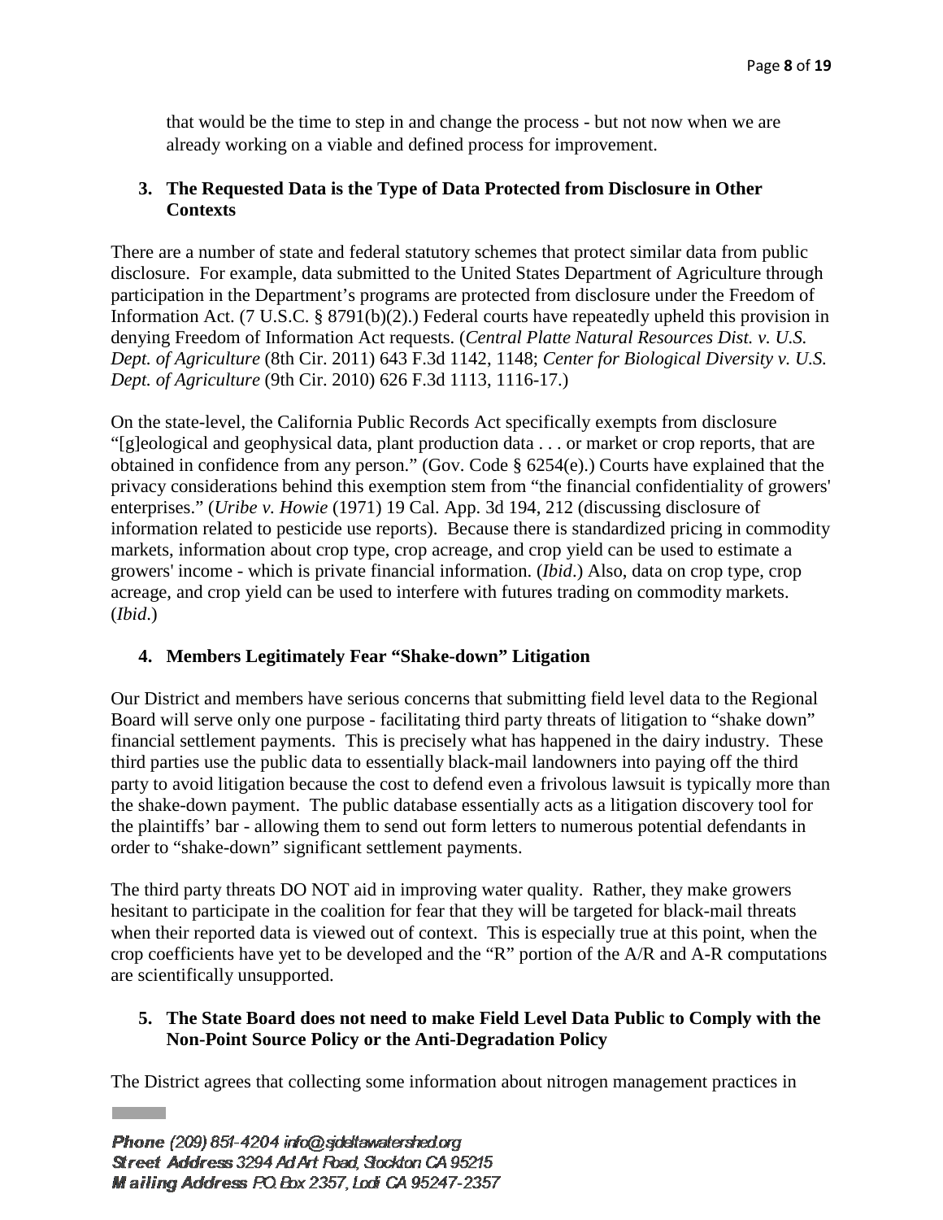that would be the time to step in and change the process - but not now when we are already working on a viable and defined process for improvement.

### 3. The Requested Data is the Type of Data Protected from Disclosure in Other Contexts

There are a number of state and federal statutory schemes that protect similar data from public disclosure. For example, data submitted to the United States Department of Agriculture through participation in the Department's programs are protected from disclosure under the Freedom of Information Act. (7 U.S.C. § 8791(b)(2).) Federal courts have repeatedly upheld this provision in denying Freedom of Information Act requests. (*Central Platte Natural Resources Dist. v. U.S. Dept. of Agriculture* (8th Cir. 2011) 643 F.3d 1142, 1148; *Center for Biological Diversity v. U.S. Dept. of Agriculture* (9th Cir. 2010) 626 F.3d 1113, 1116-17.)

On the state-level, the California Public Records Act specifically exempts from disclosure "[g]eological and geophysical data, plant production data . . . or market or crop reports, that are obtained in confidence from any person." (Gov. Code § 6254(e).) Courts have explained that the privacy considerations behind this exemption stem from "the financial confidentiality of growers' enterprises." (*Uribe v. Howie* (1971) 19 Cal. App. 3d 194, 212 (discussing disclosure of information related to pesticide use reports). Because there is standardized pricing in commodity markets, information about crop type, crop acreage, and crop yield can be used to estimate a growers' income - which is private financial information. (*Ibid*.) Also, data on crop type, crop acreage, and crop yield can be used to interfere with futures trading on commodity markets. (*Ibid*.)

### 4. Members Legitimately Fear "Shake-down" Litigation

Our District and members have serious concerns that submitting field level data to the Regional Board will serve only one purpose - facilitating third party threats of litigation to "shake down" financial settlement payments. This is precisely what has happened in the dairy industry. These third parties use the public data to essentially black-mail landowners into paying off the third party to avoid litigation because the cost to defend even a frivolous lawsuit is typically more than the shake-down payment. The public database essentially acts as a litigation discovery tool for the plaintiffs' bar - allowing them to send out form letters to numerous potential defendants in order to "shake-down" significant settlement payments.

The third party threats DO NOT aid in improving water quality. Rather, they make growers hesitant to participate in the coalition for fear that they will be targeted for black-mail threats when their reported data is viewed out of context. This is especially true at this point, when the crop coefficients have yet to be developed and the "R" portion of the A/R and A-R computations are scientifically unsupported.

### 5. The State Board does not need to make Field Level Data Public to Comply with the Non-Point Source Policy or the Anti-Degradation Policy

The District agrees that collecting some information about nitrogen management practices in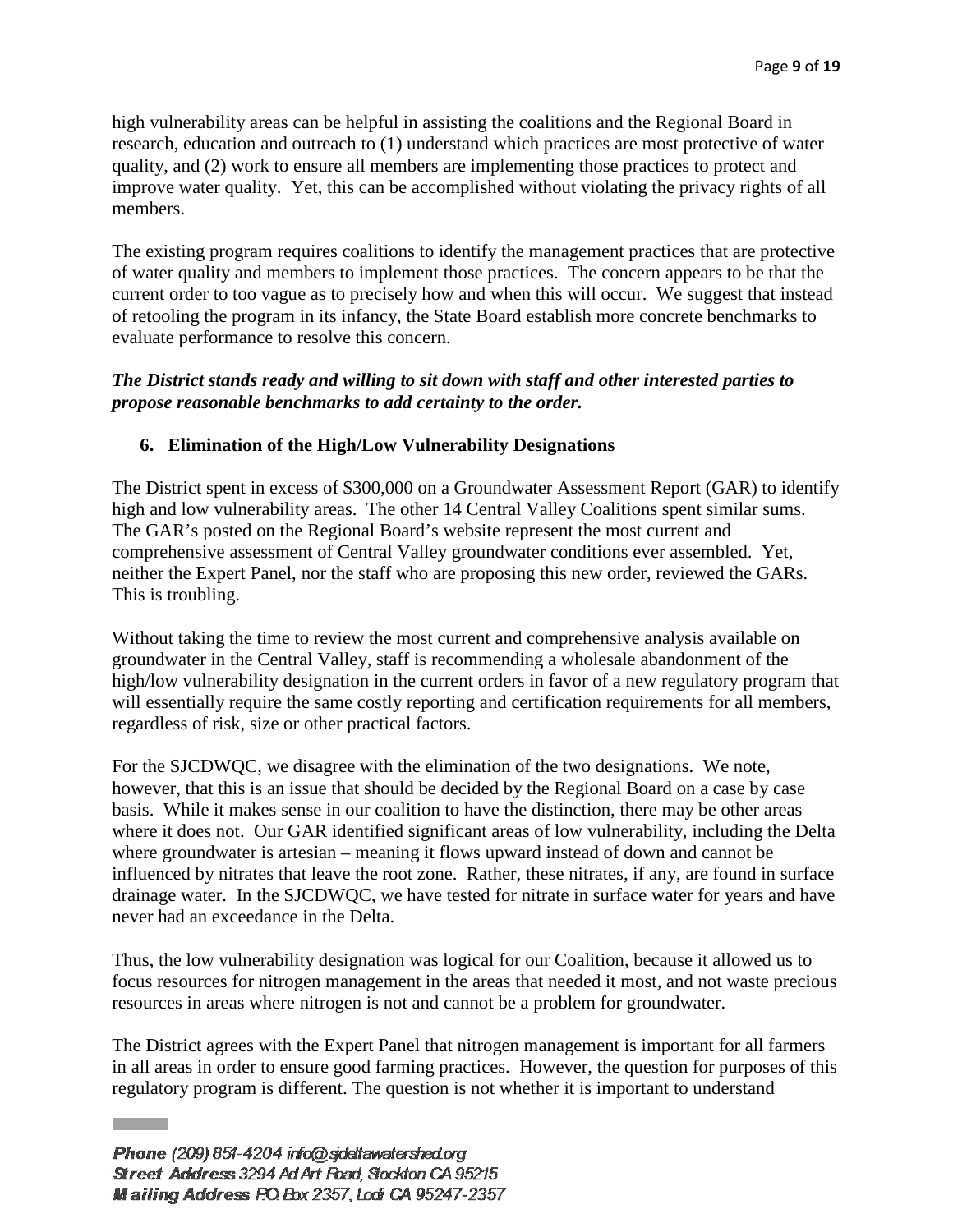high vulnerability areas can be helpful in assisting the coalitions and the Regional Board in research, education and outreach to (1) understand which practices are most protective of water quality, and (2) work to ensure all members are implementing those practices to protect and improve water quality. Yet, this can be accomplished without violating the privacy rights of all members.

The existing program requires coalitions to identify the management practices that are protective of water quality and members to implement those practices. The concern appears to be that the current order to too vague as to precisely how and when this will occur. We suggest that instead of retooling the program in its infancy, the State Board establish more concrete benchmarks to evaluate performance to resolve this concern.

***The District stands ready and willing to sit down with staff and other interested parties to propose reasonable benchmarks to add certainty to the order.***

**6. Elimination of the High/Low Vulnerability Designations**

The District spent in excess of $300,000 on a Groundwater Assessment Report (GAR) to identify high and low vulnerability areas. The other 14 Central Valley Coalitions spent similar sums. The GAR's posted on the Regional Board's website represent the most current and comprehensive assessment of Central Valley groundwater conditions ever assembled. Yet, neither the Expert Panel, nor the staff who are proposing this new order, reviewed the GARs. This is troubling.

Without taking the time to review the most current and comprehensive analysis available on groundwater in the Central Valley, staff is recommending a wholesale abandonment of the high/low vulnerability designation in the current orders in favor of a new regulatory program that will essentially require the same costly reporting and certification requirements for all members, regardless of risk, size or other practical factors.

For the SJCDWQC, we disagree with the elimination of the two designations. We note, however, that this is an issue that should be decided by the Regional Board on a case by case basis. While it makes sense in our coalition to have the distinction, there may be other areas where it does not. Our GAR identified significant areas of low vulnerability, including the Delta where groundwater is artesian – meaning it flows upward instead of down and cannot be influenced by nitrates that leave the root zone. Rather, these nitrates, if any, are found in surface drainage water. In the SJCDWQC, we have tested for nitrate in surface water for years and have never had an exceedance in the Delta.

Thus, the low vulnerability designation was logical for our Coalition, because it allowed us to focus resources for nitrogen management in the areas that needed it most, and not waste precious resources in areas where nitrogen is not and cannot be a problem for groundwater.

The District agrees with the Expert Panel that nitrogen management is important for all farmers in all areas in order to ensure good farming practices. However, the question for purposes of this regulatory program is different. The question is not whether it is important to understand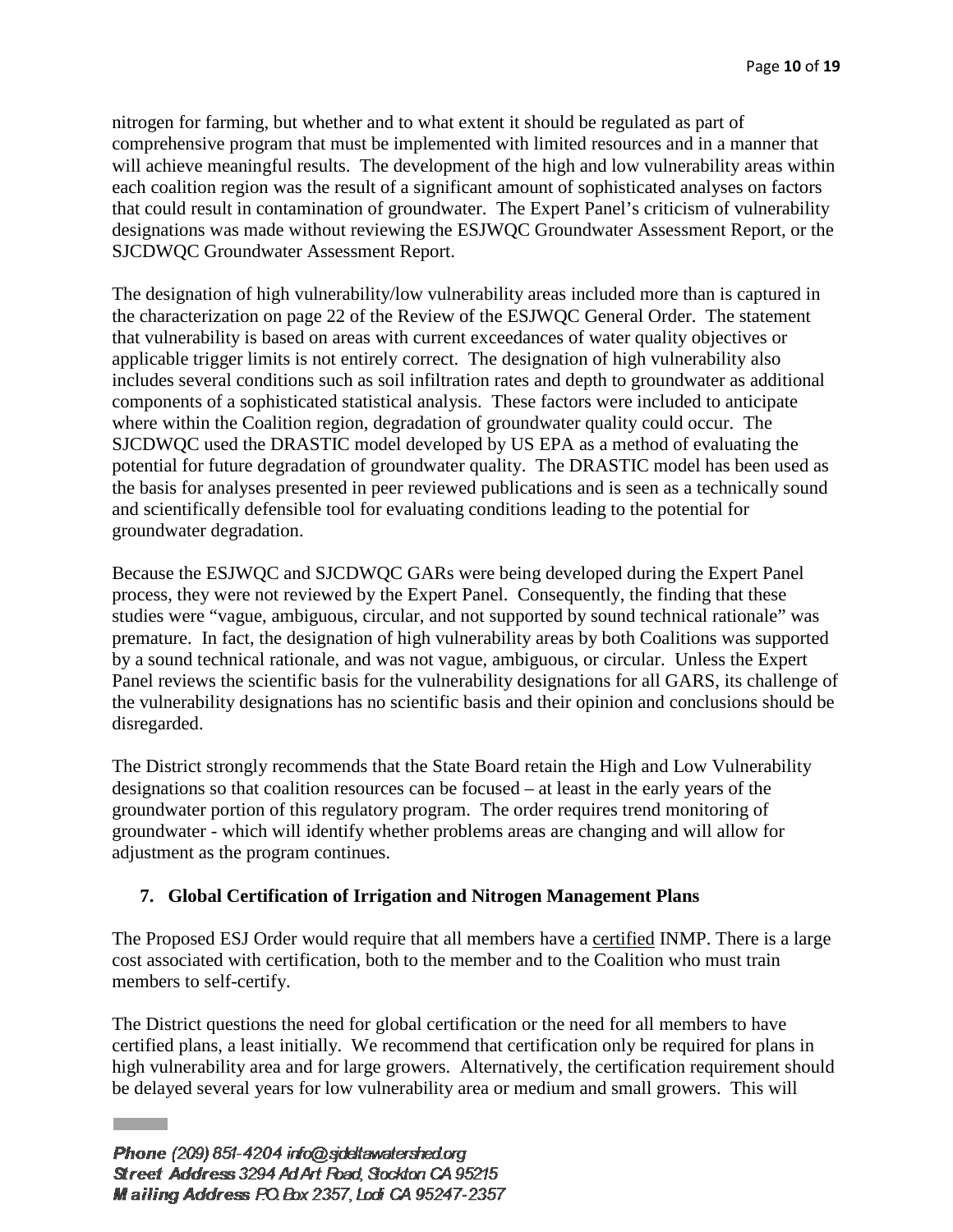nitrogen for farming, but whether and to what extent it should be regulated as part of comprehensive program that must be implemented with limited resources and in a manner that will achieve meaningful results. The development of the high and low vulnerability areas within each coalition region was the result of a significant amount of sophisticated analyses on factors that could result in contamination of groundwater. The Expert Panel's criticism of vulnerability designations was made without reviewing the ESJWQC Groundwater Assessment Report, or the SJCDWQC Groundwater Assessment Report.

The designation of high vulnerability/low vulnerability areas included more than is captured in the characterization on page 22 of the Review of the ESJWQC General Order. The statement that vulnerability is based on areas with current exceedances of water quality objectives or applicable trigger limits is not entirely correct. The designation of high vulnerability also includes several conditions such as soil infiltration rates and depth to groundwater as additional components of a sophisticated statistical analysis. These factors were included to anticipate where within the Coalition region, degradation of groundwater quality could occur. The SJCDWQC used the DRASTIC model developed by US EPA as a method of evaluating the potential for future degradation of groundwater quality. The DRASTIC model has been used as the basis for analyses presented in peer reviewed publications and is seen as a technically sound and scientifically defensible tool for evaluating conditions leading to the potential for groundwater degradation.

Because the ESJWQC and SJCDWQC GARs were being developed during the Expert Panel process, they were not reviewed by the Expert Panel. Consequently, the finding that these studies were "vague, ambiguous, circular, and not supported by sound technical rationale" was premature. In fact, the designation of high vulnerability areas by both Coalitions was supported by a sound technical rationale, and was not vague, ambiguous, or circular. Unless the Expert Panel reviews the scientific basis for the vulnerability designations for all GARS, its challenge of the vulnerability designations has no scientific basis and their opinion and conclusions should be disregarded.

The District strongly recommends that the State Board retain the High and Low Vulnerability designations so that coalition resources can be focused – at least in the early years of the groundwater portion of this regulatory program. The order requires trend monitoring of groundwater - which will identify whether problems areas are changing and will allow for adjustment as the program continues.

### 7. Global Certification of Irrigation and Nitrogen Management Plans

The Proposed ESJ Order would require that all members have a certified INMP. There is a large cost associated with certification, both to the member and to the Coalition who must train members to self-certify.

The District questions the need for global certification or the need for all members to have certified plans, a least initially. We recommend that certification only be required for plans in high vulnerability area and for large growers. Alternatively, the certification requirement should be delayed several years for low vulnerability area or medium and small growers. This will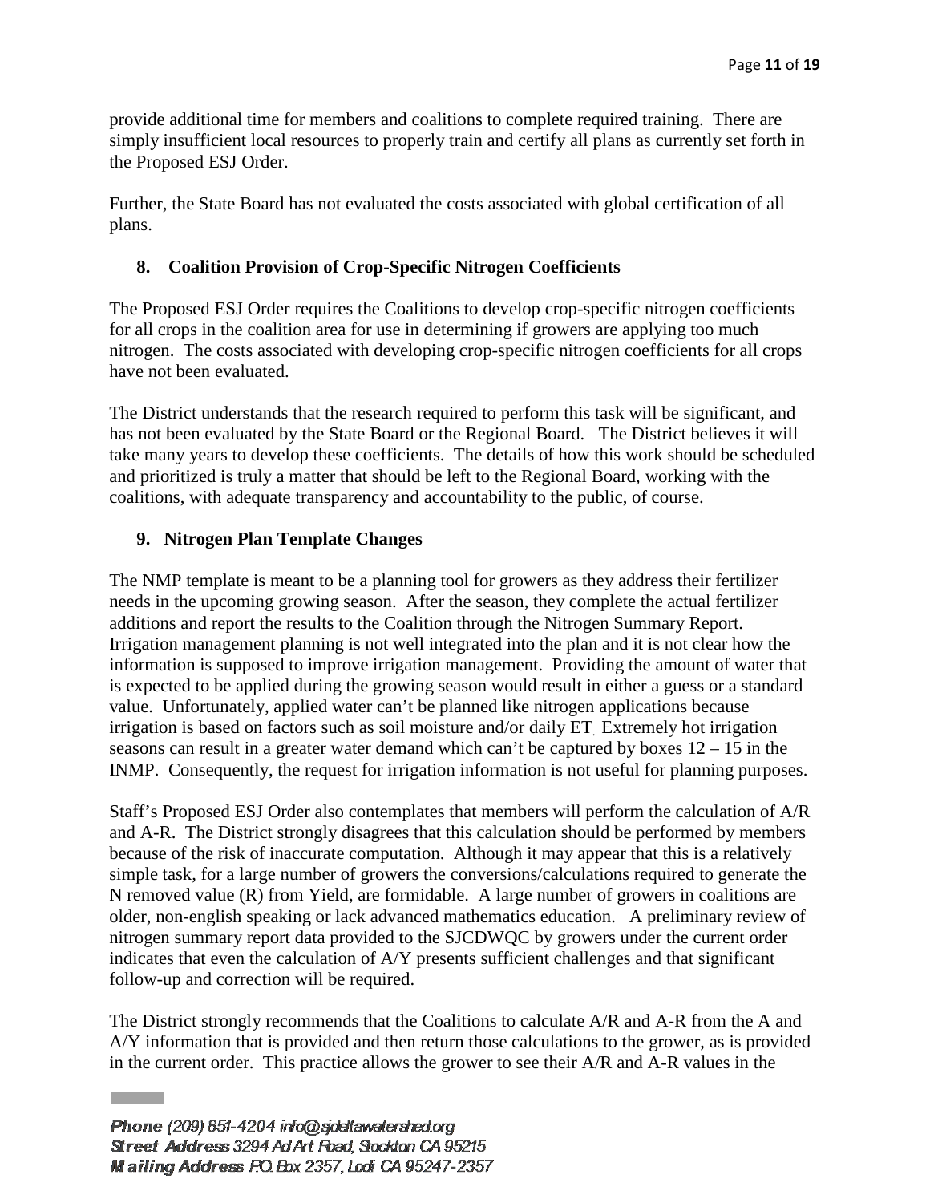provide additional time for members and coalitions to complete required training. There are simply insufficient local resources to properly train and certify all plans as currently set forth in the Proposed ESJ Order.

Further, the State Board has not evaluated the costs associated with global certification of all plans.

## 8. Coalition Provision of Crop-Specific Nitrogen Coefficients

The Proposed ESJ Order requires the Coalitions to develop crop-specific nitrogen coefficients for all crops in the coalition area for use in determining if growers are applying too much nitrogen. The costs associated with developing crop-specific nitrogen coefficients for all crops have not been evaluated.

The District understands that the research required to perform this task will be significant, and has not been evaluated by the State Board or the Regional Board. The District believes it will take many years to develop these coefficients. The details of how this work should be scheduled and prioritized is truly a matter that should be left to the Regional Board, working with the coalitions, with adequate transparency and accountability to the public, of course.

## 9. Nitrogen Plan Template Changes

The NMP template is meant to be a planning tool for growers as they address their fertilizer needs in the upcoming growing season. After the season, they complete the actual fertilizer additions and report the results to the Coalition through the Nitrogen Summary Report. Irrigation management planning is not well integrated into the plan and it is not clear how the information is supposed to improve irrigation management. Providing the amount of water that is expected to be applied during the growing season would result in either a guess or a standard value. Unfortunately, applied water can't be planned like nitrogen applications because irrigation is based on factors such as soil moisture and/or daily ET. Extremely hot irrigation seasons can result in a greater water demand which can't be captured by boxes 12 – 15 in the INMP. Consequently, the request for irrigation information is not useful for planning purposes.

Staff's Proposed ESJ Order also contemplates that members will perform the calculation of A/R and A-R. The District strongly disagrees that this calculation should be performed by members because of the risk of inaccurate computation. Although it may appear that this is a relatively simple task, for a large number of growers the conversions/calculations required to generate the N removed value (R) from Yield, are formidable. A large number of growers in coalitions are older, non-english speaking or lack advanced mathematics education. A preliminary review of nitrogen summary report data provided to the SJCDWQC by growers under the current order indicates that even the calculation of A/Y presents sufficient challenges and that significant follow-up and correction will be required.

The District strongly recommends that the Coalitions to calculate A/R and A-R from the A and A/Y information that is provided and then return those calculations to the grower, as is provided in the current order. This practice allows the grower to see their A/R and A-R values in the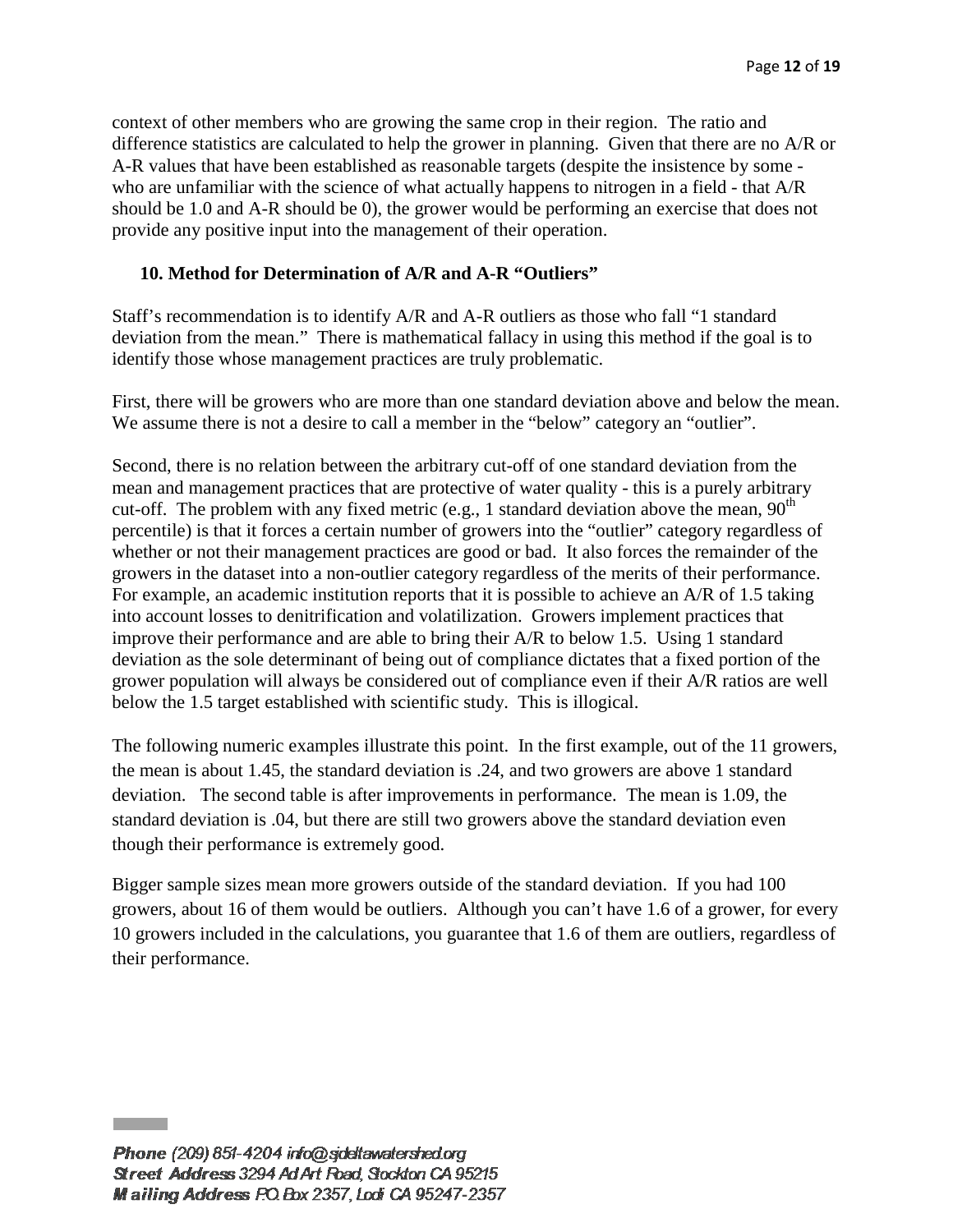context of other members who are growing the same crop in their region. The ratio and difference statistics are calculated to help the grower in planning. Given that there are no A/R or A-R values that have been established as reasonable targets (despite the insistence by some - who are unfamiliar with the science of what actually happens to nitrogen in a field - that A/R should be 1.0 and A-R should be 0), the grower would be performing an exercise that does not provide any positive input into the management of their operation.

## 10. Method for Determination of A/R and A-R "Outliers"

Staff's recommendation is to identify A/R and A-R outliers as those who fall "1 standard deviation from the mean." There is mathematical fallacy in using this method if the goal is to identify those whose management practices are truly problematic.

First, there will be growers who are more than one standard deviation above and below the mean. We assume there is not a desire to call a member in the "below" category an "outlier".

Second, there is no relation between the arbitrary cut-off of one standard deviation from the mean and management practices that are protective of water quality - this is a purely arbitrary cut-off. The problem with any fixed metric (e.g., 1 standard deviation above the mean, $90^{th}$ percentile) is that it forces a certain number of growers into the "outlier" category regardless of whether or not their management practices are good or bad. It also forces the remainder of the growers in the dataset into a non-outlier category regardless of the merits of their performance. For example, an academic institution reports that it is possible to achieve an A/R of 1.5 taking into account losses to denitrification and volatilization. Growers implement practices that improve their performance and are able to bring their A/R to below 1.5. Using 1 standard deviation as the sole determinant of being out of compliance dictates that a fixed portion of the grower population will always be considered out of compliance even if their A/R ratios are well below the 1.5 target established with scientific study. This is illogical.

The following numeric examples illustrate this point. In the first example, out of the 11 growers, the mean is about 1.45, the standard deviation is .24, and two growers are above 1 standard deviation. The second table is after improvements in performance. The mean is 1.09, the standard deviation is .04, but there are still two growers above the standard deviation even though their performance is extremely good.

Bigger sample sizes mean more growers outside of the standard deviation. If you had 100 growers, about 16 of them would be outliers. Although you can't have 1.6 of a grower, for every 10 growers included in the calculations, you guarantee that 1.6 of them are outliers, regardless of their performance.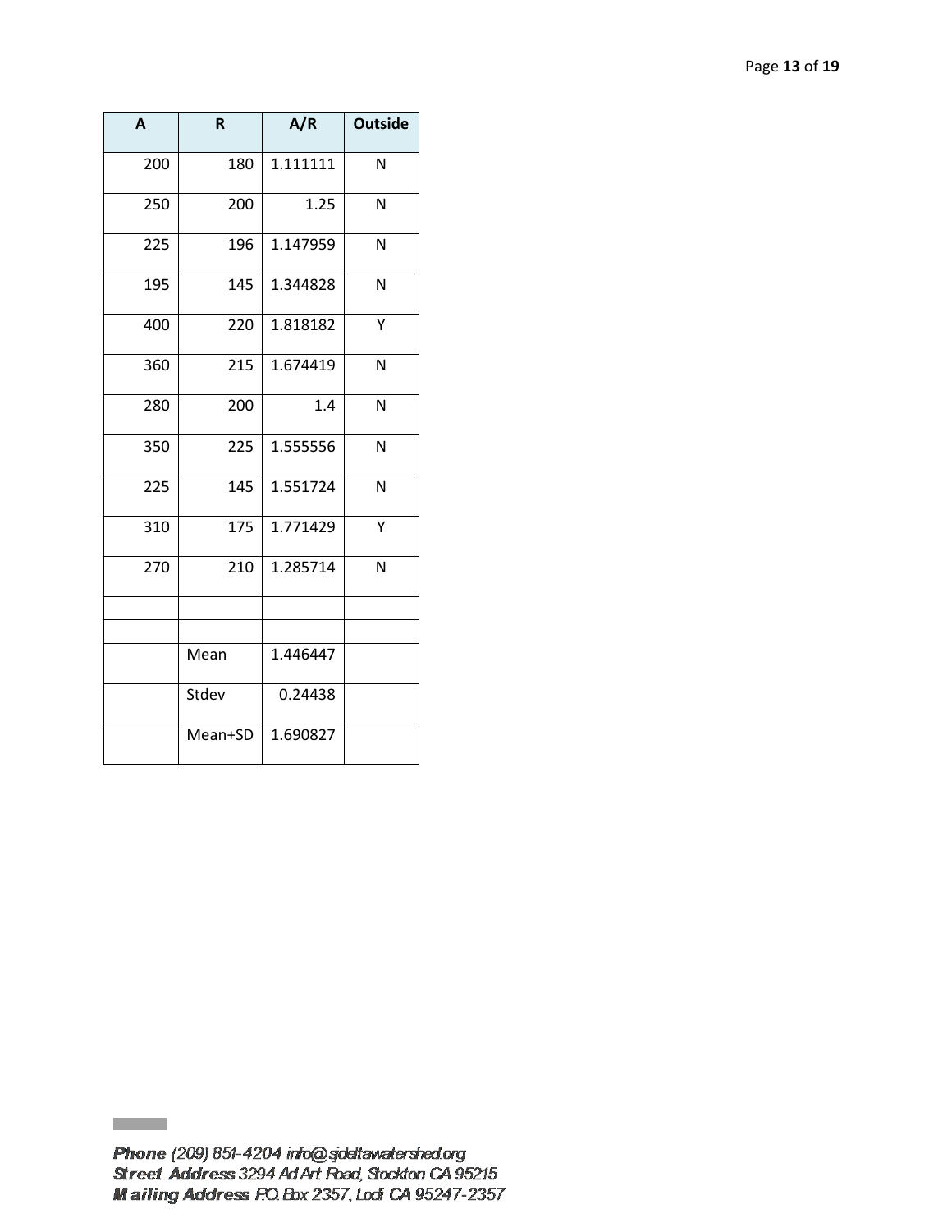| A | R | A/R | Outside |
|---|---|---|---|
| 200 | 180 | 1.111111 | N |
| 250 | 200 | 1.25 | N |
| 225 | 196 | 1.147959 | N |
| 195 | 145 | 1.344828 | N |
| 400 | 220 | 1.818182 | Y |
| 360 | 215 | 1.674419 | N |
| 280 | 200 | 1.4 | N |
| 350 | 225 | 1.555556 | N |
| 225 | 145 | 1.551724 | N |
| 310 | 175 | 1.771429 | Y |
| 270 | 210 | 1.285714 | N |
| | | | |
| | | | |
| | Mean | 1.446447 | |
| | Stdev | 0.24438 | |
| | Mean+SD | 1.690827 | |

**Phone** (209) 851-4204 info@sjdeltawatershed.org
**Street Address** 3294 Ad Art Road, Stockton CA 95215
**Mailing Address** P.O. Box 2357, Lodi CA 95247-2357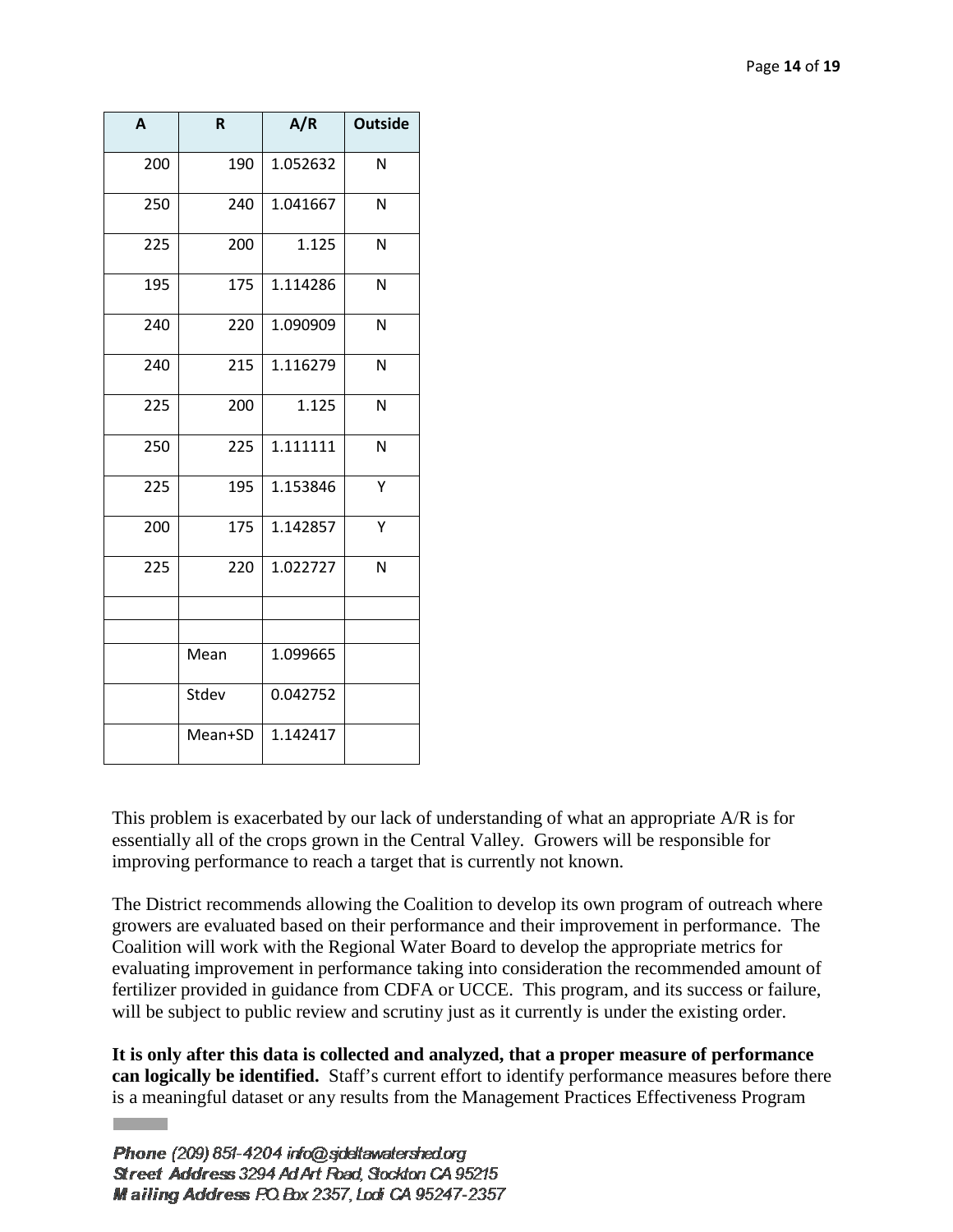| A | R | A/R | Outside |
|---|---|---|---|
| 200 | 190 | 1.052632 | N |
| 250 | 240 | 1.041667 | N |
| 225 | 200 | 1.125 | N |
| 195 | 175 | 1.114286 | N |
| 240 | 220 | 1.090909 | N |
| 240 | 215 | 1.116279 | N |
| 225 | 200 | 1.125 | N |
| 250 | 225 | 1.111111 | N |
| 225 | 195 | 1.153846 | Y |
| 200 | 175 | 1.142857 | Y |
| 225 | 220 | 1.022727 | N |
| | | | |
| | | | |
| | Mean | 1.099665 | |
| | Stdev | 0.042752 | |
| | Mean+SD | 1.142417 | |

This problem is exacerbated by our lack of understanding of what an appropriate A/R is for essentially all of the crops grown in the Central Valley. Growers will be responsible for improving performance to reach a target that is currently not known.

The District recommends allowing the Coalition to develop its own program of outreach where growers are evaluated based on their performance and their improvement in performance. The Coalition will work with the Regional Water Board to develop the appropriate metrics for evaluating improvement in performance taking into consideration the recommended amount of fertilizer provided in guidance from CDFA or UCCE. This program, and its success or failure, will be subject to public review and scrutiny just as it currently is under the existing order.

**It is only after this data is collected and analyzed, that a proper measure of performance can logically be identified.** Staff's current effort to identify performance measures before there is a meaningful dataset or any results from the Management Practices Effectiveness Program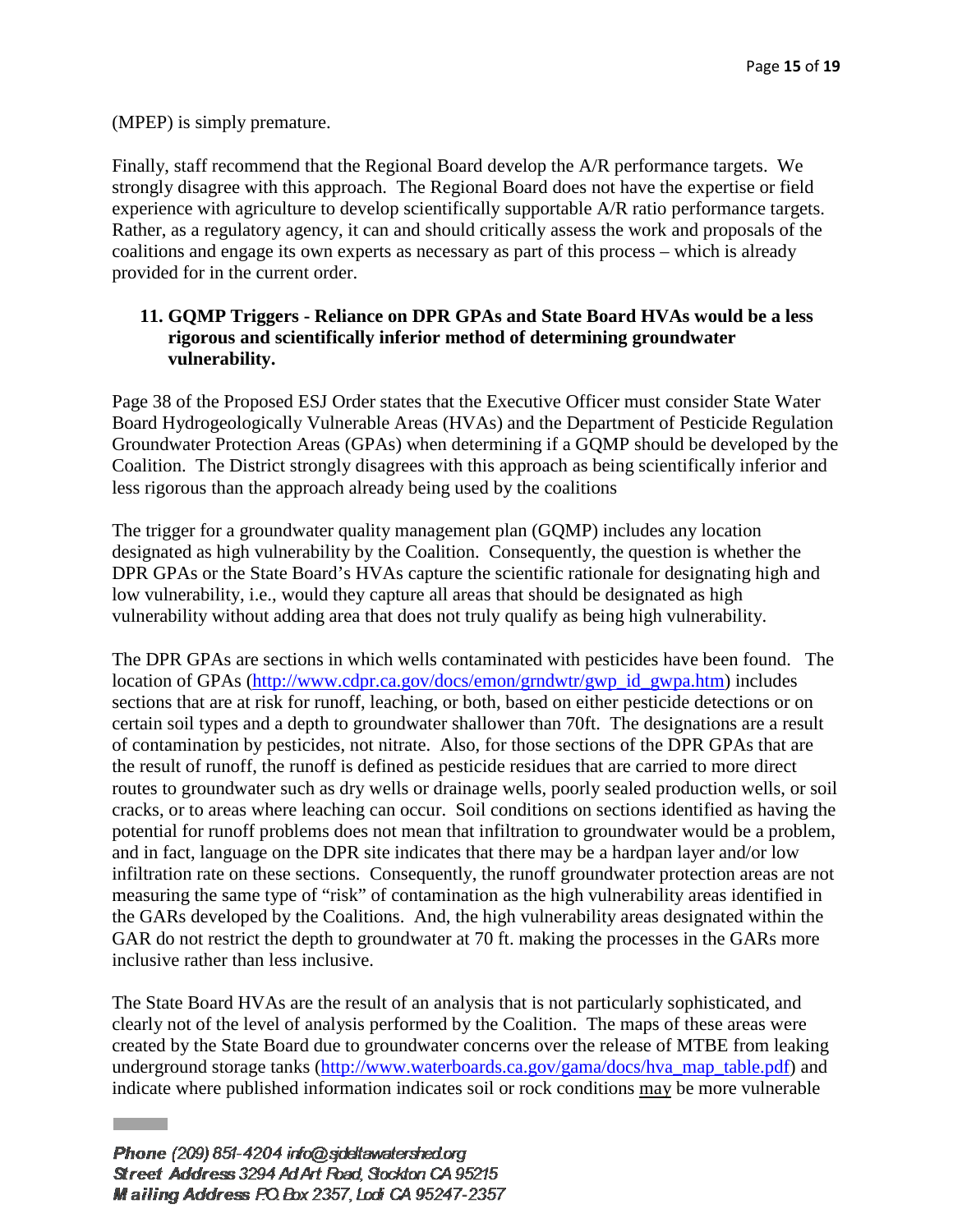(MPEP) is simply premature.

Finally, staff recommend that the Regional Board develop the A/R performance targets. We strongly disagree with this approach. The Regional Board does not have the expertise or field experience with agriculture to develop scientifically supportable A/R ratio performance targets. Rather, as a regulatory agency, it can and should critically assess the work and proposals of the coalitions and engage its own experts as necessary as part of this process – which is already provided for in the current order.

**11. GQMP Triggers - Reliance on DPR GPAs and State Board HVAs would be a less rigorous and scientifically inferior method of determining groundwater vulnerability.**

Page 38 of the Proposed ESJ Order states that the Executive Officer must consider State Water Board Hydrogeologically Vulnerable Areas (HVAs) and the Department of Pesticide Regulation Groundwater Protection Areas (GPAs) when determining if a GQMP should be developed by the Coalition. The District strongly disagrees with this approach as being scientifically inferior and less rigorous than the approach already being used by the coalitions

The trigger for a groundwater quality management plan (GQMP) includes any location designated as high vulnerability by the Coalition. Consequently, the question is whether the DPR GPAs or the State Board's HVAs capture the scientific rationale for designating high and low vulnerability, i.e., would they capture all areas that should be designated as high vulnerability without adding area that does not truly qualify as being high vulnerability.

The DPR GPAs are sections in which wells contaminated with pesticides have been found. The location of GPAs (http://www.cdpr.ca.gov/docs/emon/grndwtr/gwp_id_gwpa.htm) includes sections that are at risk for runoff, leaching, or both, based on either pesticide detections or on certain soil types and a depth to groundwater shallower than 70ft. The designations are a result of contamination by pesticides, not nitrate. Also, for those sections of the DPR GPAs that are the result of runoff, the runoff is defined as pesticide residues that are carried to more direct routes to groundwater such as dry wells or drainage wells, poorly sealed production wells, or soil cracks, or to areas where leaching can occur. Soil conditions on sections identified as having the potential for runoff problems does not mean that infiltration to groundwater would be a problem, and in fact, language on the DPR site indicates that there may be a hardpan layer and/or low infiltration rate on these sections. Consequently, the runoff groundwater protection areas are not measuring the same type of "risk" of contamination as the high vulnerability areas identified in the GARs developed by the Coalitions. And, the high vulnerability areas designated within the GAR do not restrict the depth to groundwater at 70 ft. making the processes in the GARs more inclusive rather than less inclusive.

The State Board HVAs are the result of an analysis that is not particularly sophisticated, and clearly not of the level of analysis performed by the Coalition. The maps of these areas were created by the State Board due to groundwater concerns over the release of MTBE from leaking underground storage tanks (http://www.waterboards.ca.gov/gama/docs/hva_map_table.pdf) and indicate where published information indicates soil or rock conditions <u>may</u> be more vulnerable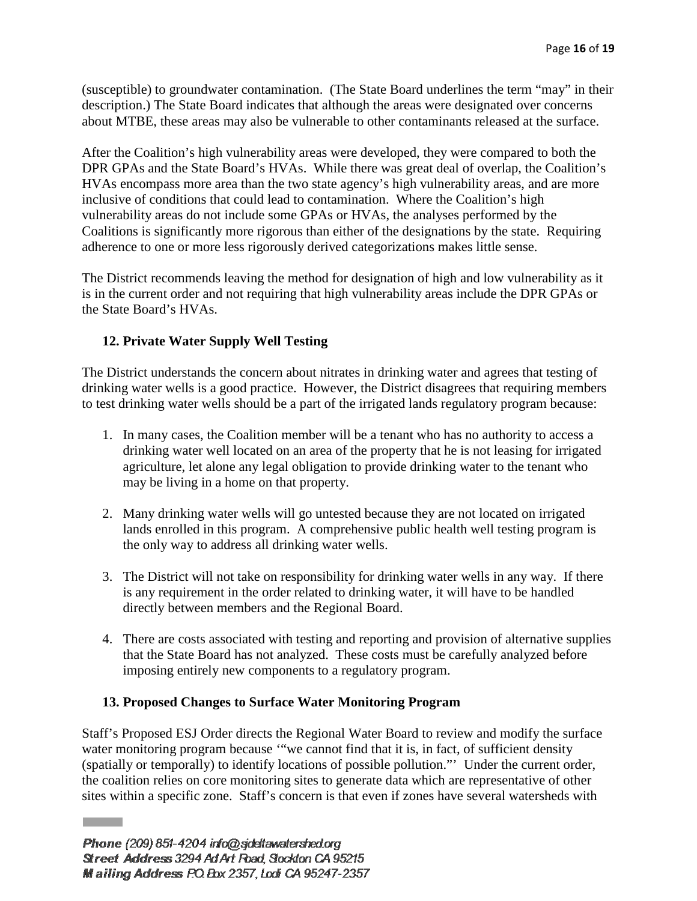(susceptible) to groundwater contamination. (The State Board underlines the term "may" in their description.) The State Board indicates that although the areas were designated over concerns about MTBE, these areas may also be vulnerable to other contaminants released at the surface.

After the Coalition's high vulnerability areas were developed, they were compared to both the DPR GPAs and the State Board's HVAs. While there was great deal of overlap, the Coalition's HVAs encompass more area than the two state agency's high vulnerability areas, and are more inclusive of conditions that could lead to contamination. Where the Coalition's high vulnerability areas do not include some GPAs or HVAs, the analyses performed by the Coalitions is significantly more rigorous than either of the designations by the state. Requiring adherence to one or more less rigorously derived categorizations makes little sense.

The District recommends leaving the method for designation of high and low vulnerability as it is in the current order and not requiring that high vulnerability areas include the DPR GPAs or the State Board's HVAs.

### 12. Private Water Supply Well Testing

The District understands the concern about nitrates in drinking water and agrees that testing of drinking water wells is a good practice. However, the District disagrees that requiring members to test drinking water wells should be a part of the irrigated lands regulatory program because:

1. In many cases, the Coalition member will be a tenant who has no authority to access a drinking water well located on an area of the property that he is not leasing for irrigated agriculture, let alone any legal obligation to provide drinking water to the tenant who may be living in a home on that property.

2. Many drinking water wells will go untested because they are not located on irrigated lands enrolled in this program. A comprehensive public health well testing program is the only way to address all drinking water wells.

3. The District will not take on responsibility for drinking water wells in any way. If there is any requirement in the order related to drinking water, it will have to be handled directly between members and the Regional Board.

4. There are costs associated with testing and reporting and provision of alternative supplies that the State Board has not analyzed. These costs must be carefully analyzed before imposing entirely new components to a regulatory program.

### 13. Proposed Changes to Surface Water Monitoring Program

Staff's Proposed ESJ Order directs the Regional Water Board to review and modify the surface water monitoring program because '"we cannot find that it is, in fact, of sufficient density (spatially or temporally) to identify locations of possible pollution."' Under the current order, the coalition relies on core monitoring sites to generate data which are representative of other sites within a specific zone. Staff's concern is that even if zones have several watersheds with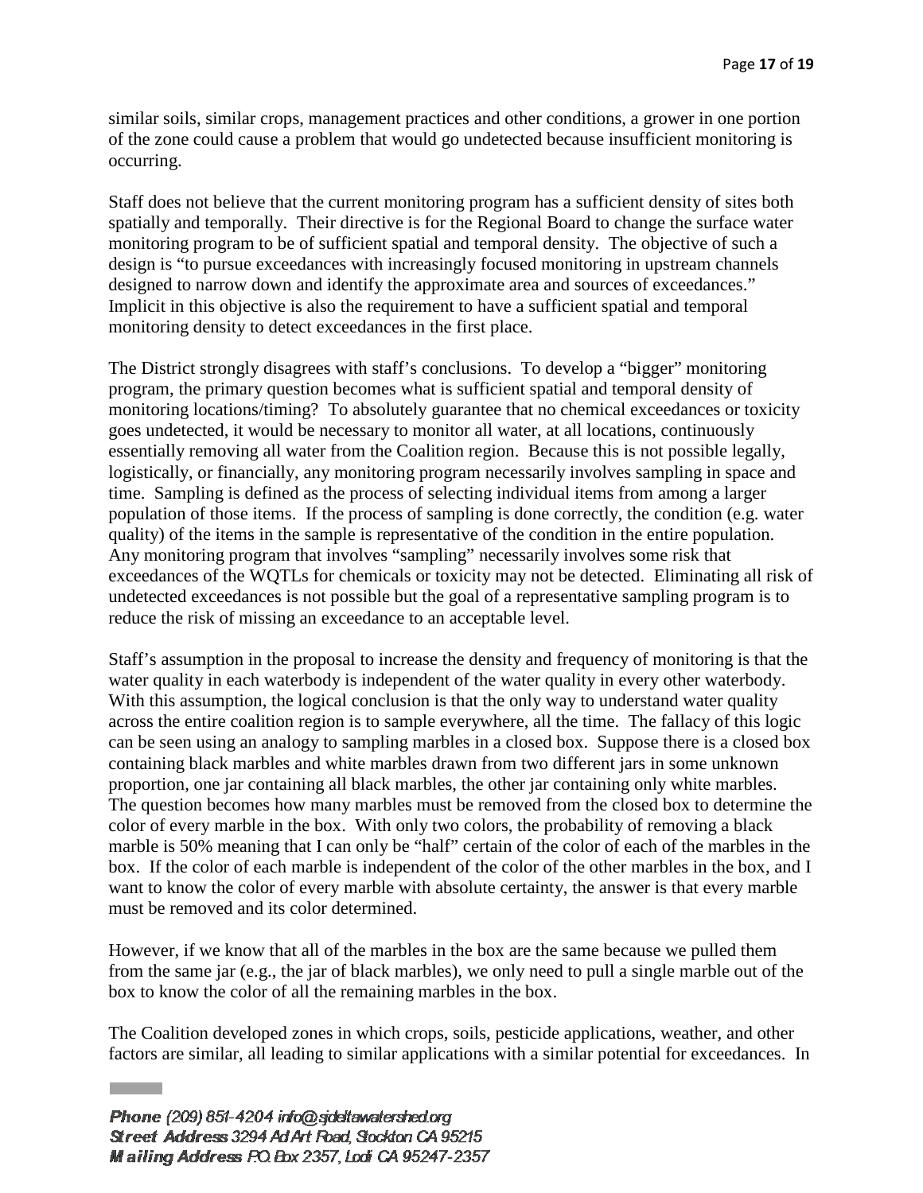similar soils, similar crops, management practices and other conditions, a grower in one portion of the zone could cause a problem that would go undetected because insufficient monitoring is occurring.

Staff does not believe that the current monitoring program has a sufficient density of sites both spatially and temporally. Their directive is for the Regional Board to change the surface water monitoring program to be of sufficient spatial and temporal density. The objective of such a design is "to pursue exceedances with increasingly focused monitoring in upstream channels designed to narrow down and identify the approximate area and sources of exceedances." Implicit in this objective is also the requirement to have a sufficient spatial and temporal monitoring density to detect exceedances in the first place.

The District strongly disagrees with staff's conclusions. To develop a "bigger" monitoring program, the primary question becomes what is sufficient spatial and temporal density of monitoring locations/timing? To absolutely guarantee that no chemical exceedances or toxicity goes undetected, it would be necessary to monitor all water, at all locations, continuously essentially removing all water from the Coalition region. Because this is not possible legally, logistically, or financially, any monitoring program necessarily involves sampling in space and time. Sampling is defined as the process of selecting individual items from among a larger population of those items. If the process of sampling is done correctly, the condition (e.g. water quality) of the items in the sample is representative of the condition in the entire population. Any monitoring program that involves "sampling" necessarily involves some risk that exceedances of the WQTLs for chemicals or toxicity may not be detected. Eliminating all risk of undetected exceedances is not possible but the goal of a representative sampling program is to reduce the risk of missing an exceedance to an acceptable level.

Staff's assumption in the proposal to increase the density and frequency of monitoring is that the water quality in each waterbody is independent of the water quality in every other waterbody. With this assumption, the logical conclusion is that the only way to understand water quality across the entire coalition region is to sample everywhere, all the time. The fallacy of this logic can be seen using an analogy to sampling marbles in a closed box. Suppose there is a closed box containing black marbles and white marbles drawn from two different jars in some unknown proportion, one jar containing all black marbles, the other jar containing only white marbles. The question becomes how many marbles must be removed from the closed box to determine the color of every marble in the box. With only two colors, the probability of removing a black marble is 50% meaning that I can only be "half" certain of the color of each of the marbles in the box. If the color of each marble is independent of the color of the other marbles in the box, and I want to know the color of every marble with absolute certainty, the answer is that every marble must be removed and its color determined.

However, if we know that all of the marbles in the box are the same because we pulled them from the same jar (e.g., the jar of black marbles), we only need to pull a single marble out of the box to know the color of all the remaining marbles in the box.

The Coalition developed zones in which crops, soils, pesticide applications, weather, and other factors are similar, all leading to similar applications with a similar potential for exceedances. In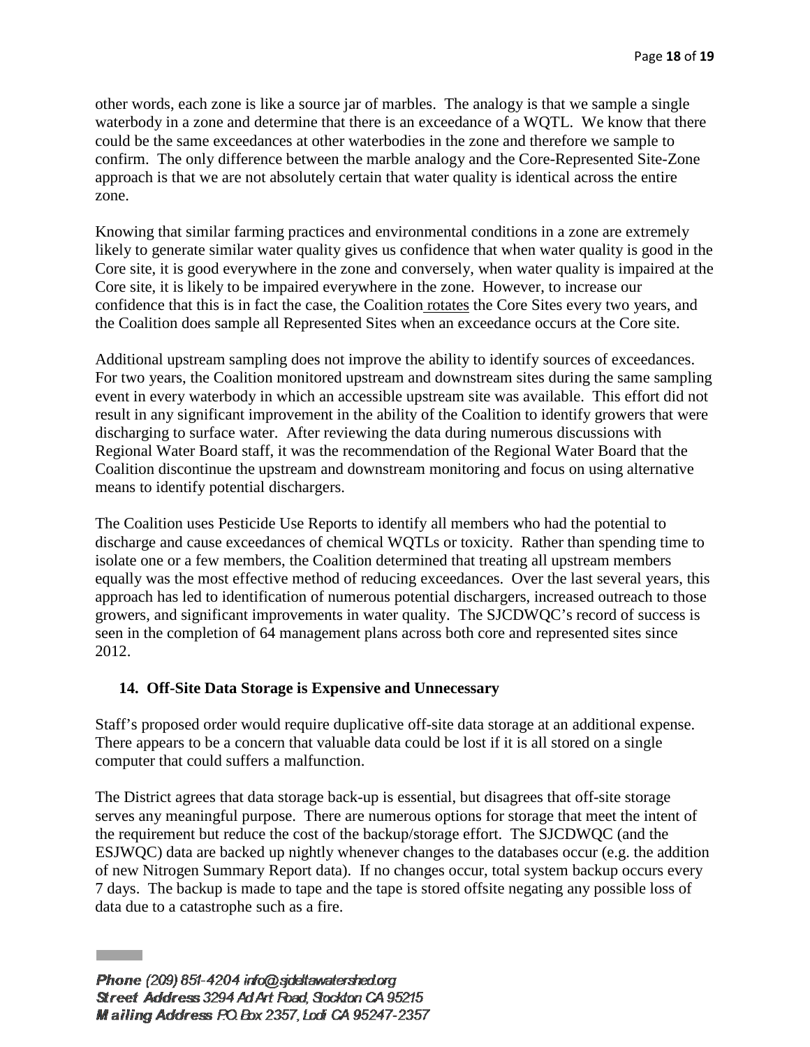other words, each zone is like a source jar of marbles. The analogy is that we sample a single waterbody in a zone and determine that there is an exceedance of a WQTL. We know that there could be the same exceedances at other waterbodies in the zone and therefore we sample to confirm. The only difference between the marble analogy and the Core-Represented Site-Zone approach is that we are not absolutely certain that water quality is identical across the entire zone.

Knowing that similar farming practices and environmental conditions in a zone are extremely likely to generate similar water quality gives us confidence that when water quality is good in the Core site, it is good everywhere in the zone and conversely, when water quality is impaired at the Core site, it is likely to be impaired everywhere in the zone. However, to increase our confidence that this is in fact the case, the Coalition rotates the Core Sites every two years, and the Coalition does sample all Represented Sites when an exceedance occurs at the Core site.

Additional upstream sampling does not improve the ability to identify sources of exceedances. For two years, the Coalition monitored upstream and downstream sites during the same sampling event in every waterbody in which an accessible upstream site was available. This effort did not result in any significant improvement in the ability of the Coalition to identify growers that were discharging to surface water. After reviewing the data during numerous discussions with Regional Water Board staff, it was the recommendation of the Regional Water Board that the Coalition discontinue the upstream and downstream monitoring and focus on using alternative means to identify potential dischargers.

The Coalition uses Pesticide Use Reports to identify all members who had the potential to discharge and cause exceedances of chemical WQTLs or toxicity. Rather than spending time to isolate one or a few members, the Coalition determined that treating all upstream members equally was the most effective method of reducing exceedances. Over the last several years, this approach has led to identification of numerous potential dischargers, increased outreach to those growers, and significant improvements in water quality. The SJCDWQC's record of success is seen in the completion of 64 management plans across both core and represented sites since 2012.

## 14. Off-Site Data Storage is Expensive and Unnecessary

Staff's proposed order would require duplicative off-site data storage at an additional expense. There appears to be a concern that valuable data could be lost if it is all stored on a single computer that could suffers a malfunction.

The District agrees that data storage back-up is essential, but disagrees that off-site storage serves any meaningful purpose. There are numerous options for storage that meet the intent of the requirement but reduce the cost of the backup/storage effort. The SJCDWQC (and the ESJWQC) data are backed up nightly whenever changes to the databases occur (e.g. the addition of new Nitrogen Summary Report data). If no changes occur, total system backup occurs every 7 days. The backup is made to tape and the tape is stored offsite negating any possible loss of data due to a catastrophe such as a fire.

*Phone* (209) 851-4204 info@sjdeltawatershed.org
*Street Address* 3294 Ad Art Road, Stockton CA 95215
*Mailing Address* P.O. Box 2357, Lodi CA 95247-2357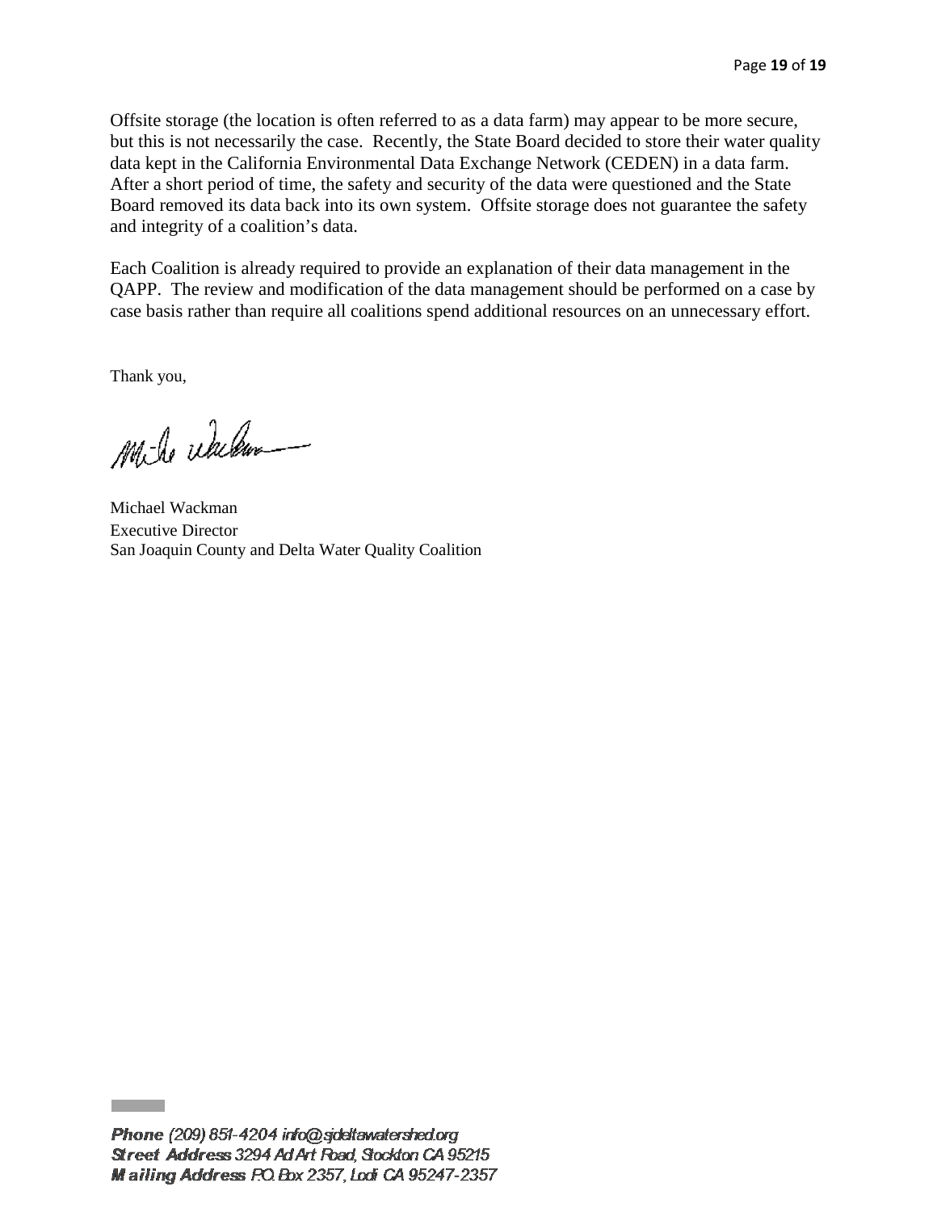Offsite storage (the location is often referred to as a data farm) may appear to be more secure, but this is not necessarily the case. Recently, the State Board decided to store their water quality data kept in the California Environmental Data Exchange Network (CEDEN) in a data farm. After a short period of time, the safety and security of the data were questioned and the State Board removed its data back into its own system. Offsite storage does not guarantee the safety and integrity of a coalition's data.

Each Coalition is already required to provide an explanation of their data management in the QAPP. The review and modification of the data management should be performed on a case by case basis rather than require all coalitions spend additional resources on an unnecessary effort.

Thank you,

Michael Wackman  
Executive Director  
San Joaquin County and Delta Water Quality Coalition

***Phone*** *(209) 851-4204 info@sjdeltawatershed.org*  
***Street Address*** *3294 Ad Art Road, Stockton CA 95215*  
***Mailing Address*** *P.O. Box 2357, Lodi CA 95247-2357*